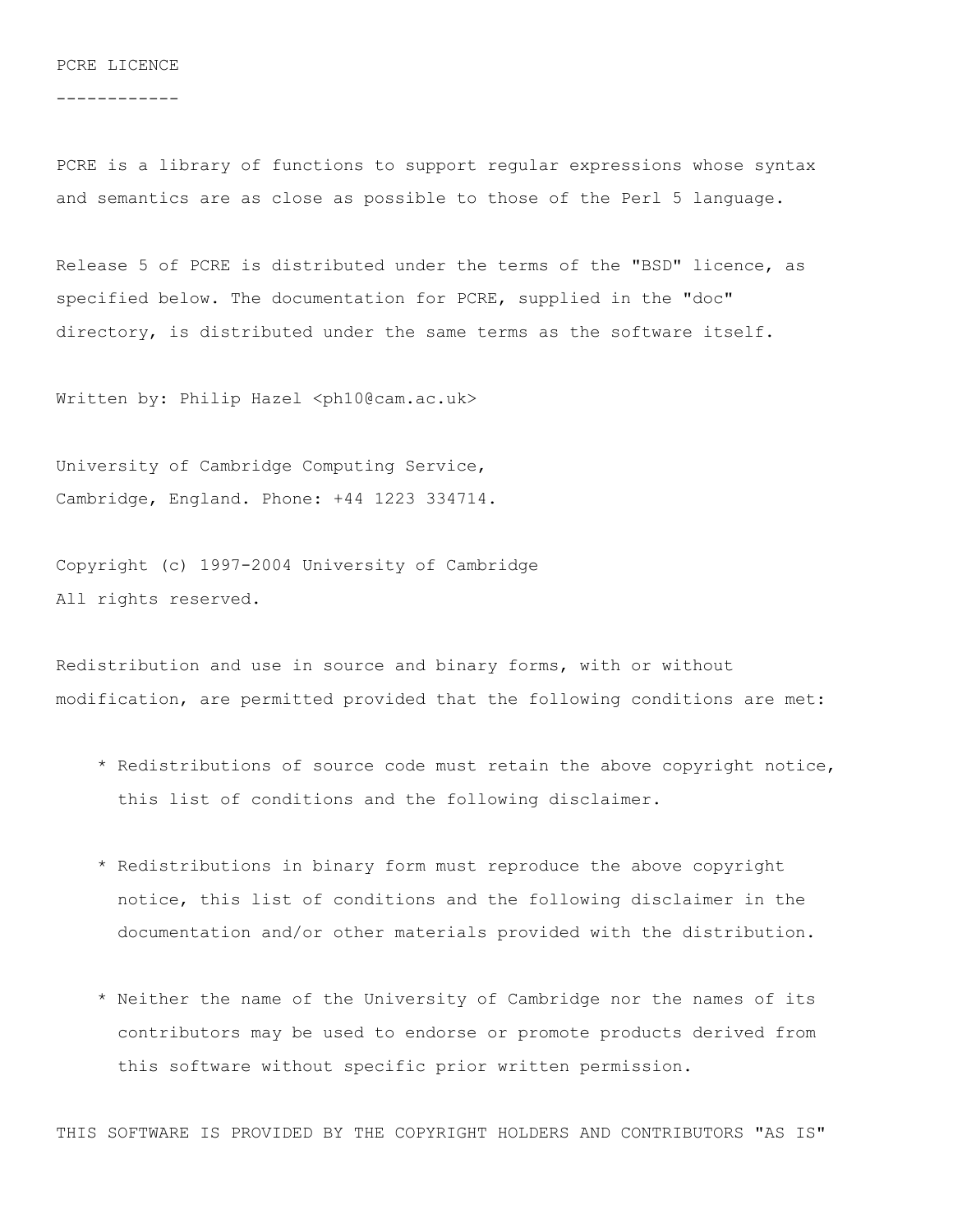# PCRE LICENCE

PCRE is a library of functions to support regular expressions whose syntax and semantics are as close as possible to those of the Perl 5 language.

Release 5 of PCRE is distributed under the terms of the "BSD" licence, as specified below. The documentation for PCRE, supplied in the "doc" directory, is distributed under the same terms as the software itself.

Written by: Philip Hazel <ph10@cam.ac.uk>

University of Cambridge Computing Service,
Cambridge, England. Phone: +44 1223 334714.

Copyright (c) 1997-2004 University of Cambridge
All rights reserved.

Redistribution and use in source and binary forms, with or without modification, are permitted provided that the following conditions are met:

* Redistributions of source code must retain the above copyright notice, this list of conditions and the following disclaimer.

* Redistributions in binary form must reproduce the above copyright notice, this list of conditions and the following disclaimer in the documentation and/or other materials provided with the distribution.

* Neither the name of the University of Cambridge nor the names of its contributors may be used to endorse or promote products derived from this software without specific prior written permission.

THIS SOFTWARE IS PROVIDED BY THE COPYRIGHT HOLDERS AND CONTRIBUTORS "AS IS"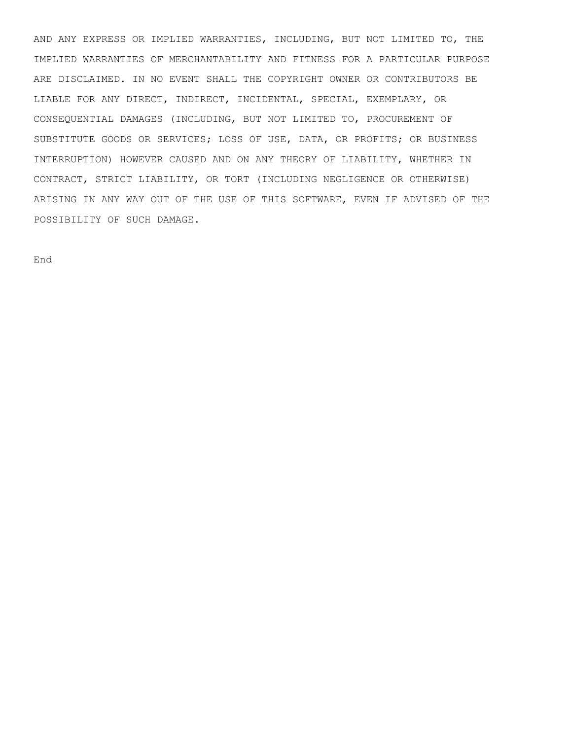AND ANY EXPRESS OR IMPLIED WARRANTIES, INCLUDING, BUT NOT LIMITED TO, THE IMPLIED WARRANTIES OF MERCHANTABILITY AND FITNESS FOR A PARTICULAR PURPOSE ARE DISCLAIMED. IN NO EVENT SHALL THE COPYRIGHT OWNER OR CONTRIBUTORS BE LIABLE FOR ANY DIRECT, INDIRECT, INCIDENTAL, SPECIAL, EXEMPLARY, OR CONSEQUENTIAL DAMAGES (INCLUDING, BUT NOT LIMITED TO, PROCUREMENT OF SUBSTITUTE GOODS OR SERVICES; LOSS OF USE, DATA, OR PROFITS; OR BUSINESS INTERRUPTION) HOWEVER CAUSED AND ON ANY THEORY OF LIABILITY, WHETHER IN CONTRACT, STRICT LIABILITY, OR TORT (INCLUDING NEGLIGENCE OR OTHERWISE) ARISING IN ANY WAY OUT OF THE USE OF THIS SOFTWARE, EVEN IF ADVISED OF THE POSSIBILITY OF SUCH DAMAGE.

End